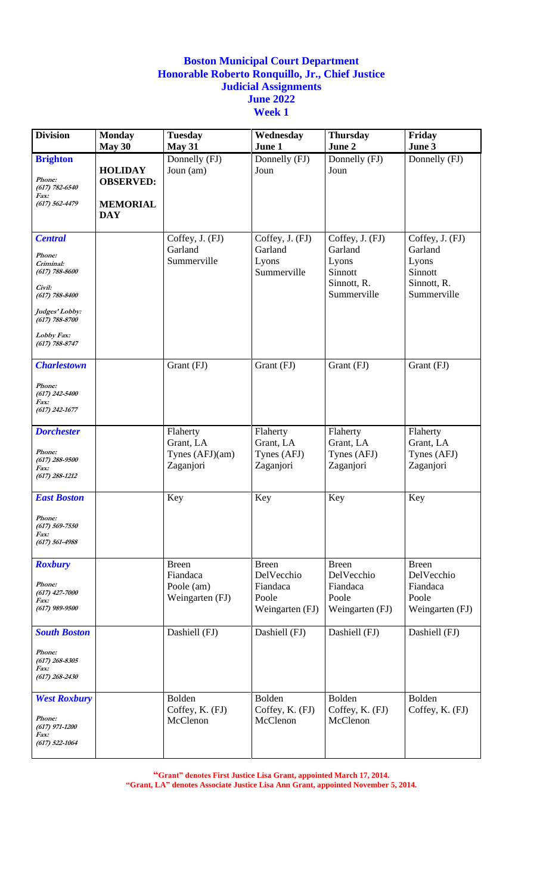**Boston Municipal Court Department**
**Honorable Roberto Ronquillo, Jr., Chief Justice**
**Judicial Assignments**
**June 2022**
**Week 1**

| Division | Monday May 30 | Tuesday May 31 | Wednesday June 1 | Thursday June 2 | Friday June 3 |
|---|---|---|---|---|---|
| **Brighton** *Phone: (617) 782-6540 Fax: (617) 562-4479* | **HOLIDAY OBSERVED: MEMORIAL DAY** | Donnelly (FJ) Joun (am) | Donnelly (FJ) Joun | Donnelly (FJ) Joun | Donnelly (FJ) |
| **Central** *Phone: Criminal: (617) 788-8600 Civil: (617) 788-8400 Judges' Lobby: (617) 788-8700 Lobby Fax: (617) 788-8747* | | Coffey, J. (FJ) Garland Summerville | Coffey, J. (FJ) Garland Lyons Summerville | Coffey, J. (FJ) Garland Lyons Sinnott Sinnott, R. Summerville | Coffey, J. (FJ) Garland Lyons Sinnott Sinnott, R. Summerville |
| **Charlestown** *Phone: (617) 242-5400 Fax: (617) 242-1677* | | Grant (FJ) | Grant (FJ) | Grant (FJ) | Grant (FJ) |
| **Dorchester** *Phone: (617) 288-9500 Fax: (617) 288-1212* | | Flaherty Grant, LA Tynes (AFJ)(am) Zaganjori | Flaherty Grant, LA Tynes (AFJ) Zaganjori | Flaherty Grant, LA Tynes (AFJ) Zaganjori | Flaherty Grant, LA Tynes (AFJ) Zaganjori |
| **East Boston** *Phone: (617) 569-7550 Fax: (617) 561-4988* | | Key | Key | Key | Key |
| **Roxbury** *Phone: (617) 427-7000 Fax: (617) 989-9500* | | Breen Fiandaca Poole (am) Weingarten (FJ) | Breen DelVecchio Fiandaca Poole Weingarten (FJ) | Breen DelVecchio Fiandaca Poole Weingarten (FJ) | Breen DelVecchio Fiandaca Poole Weingarten (FJ) |
| **South Boston** *Phone: (617) 268-8305 Fax: (617) 268-2430* | | Dashiell (FJ) | Dashiell (FJ) | Dashiell (FJ) | Dashiell (FJ) |
| **West Roxbury** *Phone: (617) 971-1200 Fax: (617) 522-1064* | | Bolden Coffey, K. (FJ) McClenon | Bolden Coffey, K. (FJ) McClenon | Bolden Coffey, K. (FJ) McClenon | Bolden Coffey, K. (FJ) |

**"Grant" denotes First Justice Lisa Grant, appointed March 17, 2014.**
**"Grant, LA" denotes Associate Justice Lisa Ann Grant, appointed November 5, 2014.**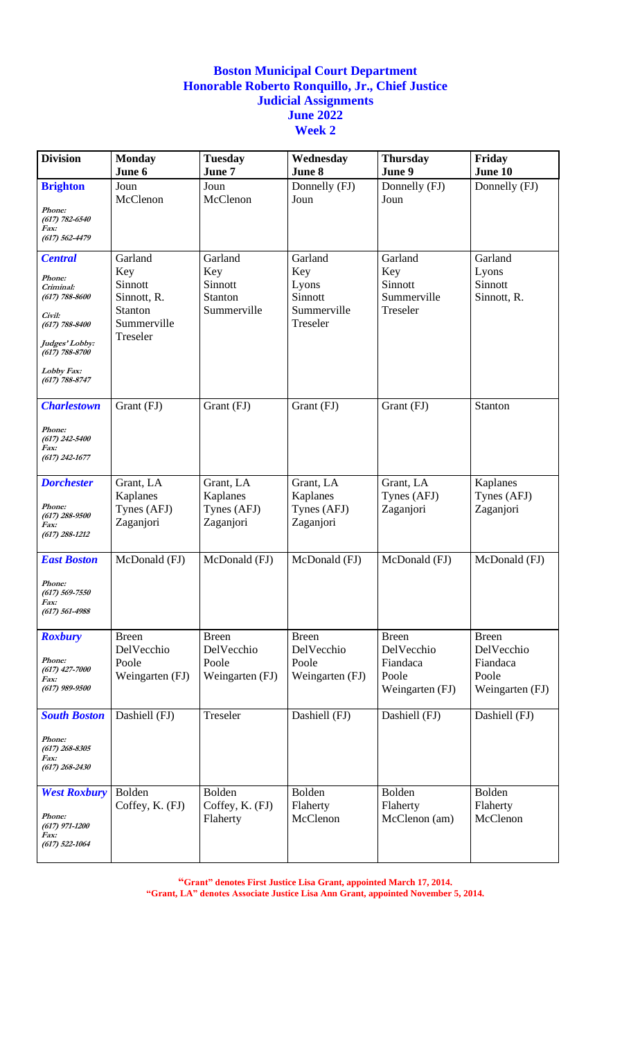**Boston Municipal Court Department**
**Honorable Roberto Ronquillo, Jr., Chief Justice**
**Judicial Assignments**
**June 2022**
**Week 2**

| Division | Monday<br>June 6 | Tuesday<br>June 7 | Wednesday<br>June 8 | Thursday<br>June 9 | Friday<br>June 10 |
|---|---|---|---|---|---|
| ***Brighton***<br>*Phone:*<br>*(617) 782-6540*<br>*Fax:*<br>*(617) 562-4479* | Joun<br>McClenon | Joun<br>McClenon | Donnelly (FJ)<br>Joun | Donnelly (FJ)<br>Joun | Donnelly (FJ) |
| ***Central***<br>*Phone:*<br>*Criminal:*<br>*(617) 788-8600*<br>*Civil:*<br>*(617) 788-8400*<br>*Judges' Lobby:*<br>*(617) 788-8700*<br>*Lobby Fax:*<br>*(617) 788-8747* | Garland<br>Key<br>Sinnott<br>Sinnott, R.<br>Stanton<br>Summerville<br>Treseler | Garland<br>Key<br>Sinnott<br>Stanton<br>Summerville | Garland<br>Key<br>Lyons<br>Sinnott<br>Summerville<br>Treseler | Garland<br>Key<br>Sinnott<br>Summerville<br>Treseler | Garland<br>Lyons<br>Sinnott<br>Sinnott, R. |
| ***Charlestown***<br>*Phone:*<br>*(617) 242-5400*<br>*Fax:*<br>*(617) 242-1677* | Grant (FJ) | Grant (FJ) | Grant (FJ) | Grant (FJ) | Stanton |
| ***Dorchester***<br>*Phone:*<br>*(617) 288-9500*<br>*Fax:*<br>*(617) 288-1212* | Grant, LA<br>Kaplanes<br>Tynes (AFJ)<br>Zaganjori | Grant, LA<br>Kaplanes<br>Tynes (AFJ)<br>Zaganjori | Grant, LA<br>Kaplanes<br>Tynes (AFJ)<br>Zaganjori | Grant, LA<br>Tynes (AFJ)<br>Zaganjori | Kaplanes<br>Tynes (AFJ)<br>Zaganjori |
| ***East Boston***<br>*Phone:*<br>*(617) 569-7550*<br>*Fax:*<br>*(617) 561-4988* | McDonald (FJ) | McDonald (FJ) | McDonald (FJ) | McDonald (FJ) | McDonald (FJ) |
| ***Roxbury***<br>*Phone:*<br>*(617) 427-7000*<br>*Fax:*<br>*(617) 989-9500* | Breen<br>DelVecchio<br>Poole<br>Weingarten (FJ) | Breen<br>DelVecchio<br>Poole<br>Weingarten (FJ) | Breen<br>DelVecchio<br>Poole<br>Weingarten (FJ) | Breen<br>DelVecchio<br>Fiandaca<br>Poole<br>Weingarten (FJ) | Breen<br>DelVecchio<br>Fiandaca<br>Poole<br>Weingarten (FJ) |
| ***South Boston***<br>*Phone:*<br>*(617) 268-8305*<br>*Fax:*<br>*(617) 268-2430* | Dashiell (FJ) | Treseler | Dashiell (FJ) | Dashiell (FJ) | Dashiell (FJ) |
| ***West Roxbury***<br>*Phone:*<br>*(617) 971-1200*<br>*Fax:*<br>*(617) 522-1064* | Bolden<br>Coffey, K. (FJ) | Bolden<br>Coffey, K. (FJ)<br>Flaherty | Bolden<br>Flaherty<br>McClenon | Bolden<br>Flaherty<br>McClenon (am) | Bolden<br>Flaherty<br>McClenon |

**"Grant" denotes First Justice Lisa Grant, appointed March 17, 2014.**
**"Grant, LA" denotes Associate Justice Lisa Ann Grant, appointed November 5, 2014.**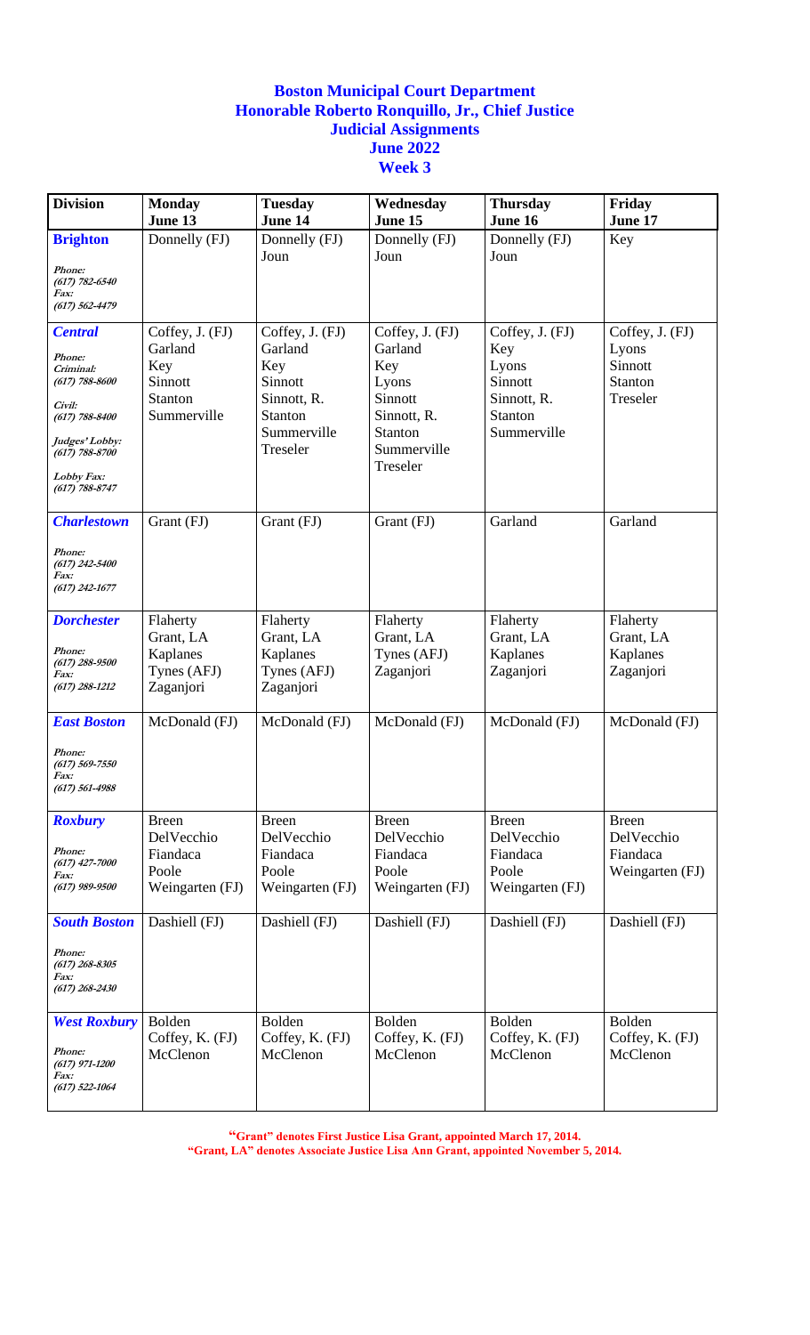**Boston Municipal Court Department**
**Honorable Roberto Ronquillo, Jr., Chief Justice**
**Judicial Assignments**
**June 2022**
**Week 3**

| Division | Monday June 13 | Tuesday June 14 | Wednesday June 15 | Thursday June 16 | Friday June 17 |
|---|---|---|---|---|---|
| ***Brighton*** *Phone: (617) 782-6540 Fax: (617) 562-4479* | Donnelly (FJ) | Donnelly (FJ) Joun | Donnelly (FJ) Joun | Donnelly (FJ) Joun | Key |
| ***Central*** *Phone: Criminal: (617) 788-8600 Civil: (617) 788-8400 Judges' Lobby: (617) 788-8700 Lobby Fax: (617) 788-8747* | Coffey, J. (FJ) Garland Key Sinnott Stanton Summerville | Coffey, J. (FJ) Garland Key Sinnott Sinnott, R. Stanton Summerville Treseler | Coffey, J. (FJ) Garland Key Lyons Sinnott Sinnott, R. Stanton Summerville Treseler | Coffey, J. (FJ) Key Lyons Sinnott Sinnott, R. Stanton Summerville | Coffey, J. (FJ) Lyons Sinnott Stanton Treseler |
| ***Charlestown*** *Phone: (617) 242-5400 Fax: (617) 242-1677* | Grant (FJ) | Grant (FJ) | Grant (FJ) | Garland | Garland |
| ***Dorchester*** *Phone: (617) 288-9500 Fax: (617) 288-1212* | Flaherty Grant, LA Kaplanes Tynes (AFJ) Zaganjori | Flaherty Grant, LA Kaplanes Tynes (AFJ) Zaganjori | Flaherty Grant, LA Tynes (AFJ) Zaganjori | Flaherty Grant, LA Kaplanes Zaganjori | Flaherty Grant, LA Kaplanes Zaganjori |
| ***East Boston*** *Phone: (617) 569-7550 Fax: (617) 561-4988* | McDonald (FJ) | McDonald (FJ) | McDonald (FJ) | McDonald (FJ) | McDonald (FJ) |
| ***Roxbury*** *Phone: (617) 427-7000 Fax: (617) 989-9500* | Breen DelVecchio Fiandaca Poole Weingarten (FJ) | Breen DelVecchio Fiandaca Poole Weingarten (FJ) | Breen DelVecchio Fiandaca Poole Weingarten (FJ) | Breen DelVecchio Fiandaca Poole Weingarten (FJ) | Breen DelVecchio Fiandaca Weingarten (FJ) |
| ***South Boston*** *Phone: (617) 268-8305 Fax: (617) 268-2430* | Dashiell (FJ) | Dashiell (FJ) | Dashiell (FJ) | Dashiell (FJ) | Dashiell (FJ) |
| ***West Roxbury*** *Phone: (617) 971-1200 Fax: (617) 522-1064* | Bolden Coffey, K. (FJ) McClenon | Bolden Coffey, K. (FJ) McClenon | Bolden Coffey, K. (FJ) McClenon | Bolden Coffey, K. (FJ) McClenon | Bolden Coffey, K. (FJ) McClenon |

**"Grant" denotes First Justice Lisa Grant, appointed March 17, 2014.**
**"Grant, LA" denotes Associate Justice Lisa Ann Grant, appointed November 5, 2014.**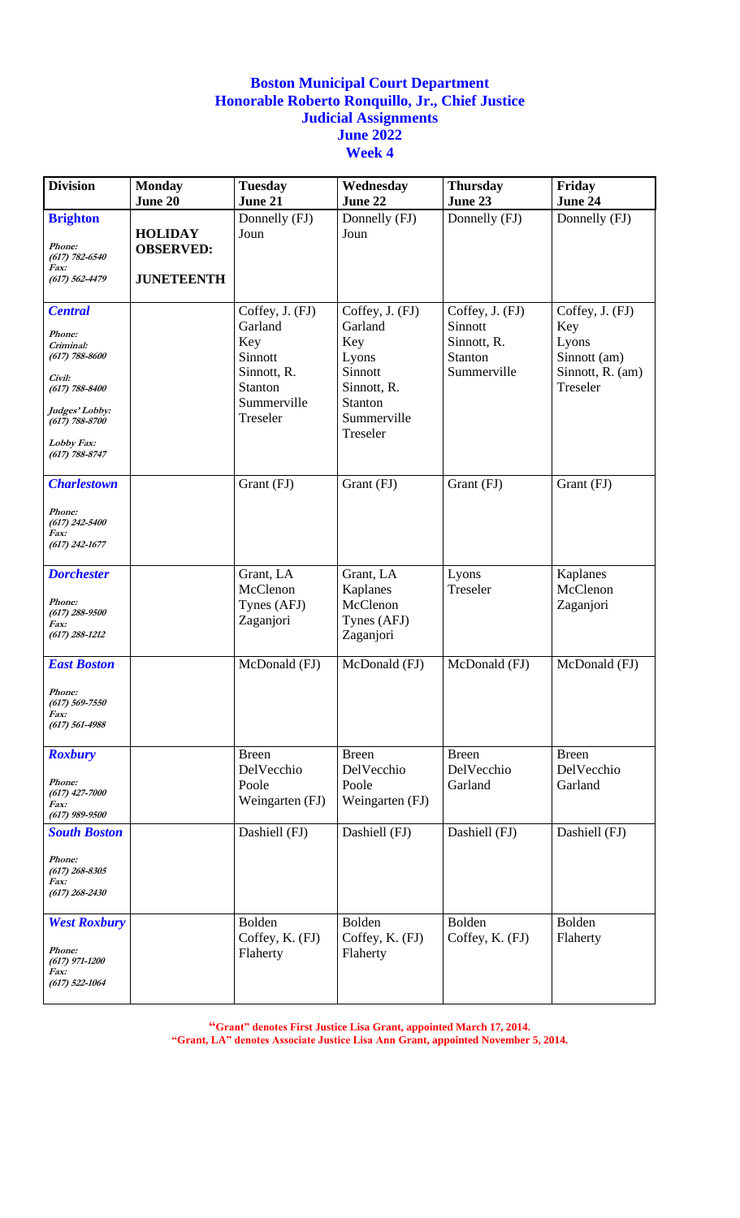**Boston Municipal Court Department**
**Honorable Roberto Ronquillo, Jr., Chief Justice**
**Judicial Assignments**
**June 2022**
**Week 4**

| Division | Monday June 20 | Tuesday June 21 | Wednesday June 22 | Thursday June 23 | Friday June 24 |
|---|---|---|---|---|---|
| ***Brighton*** *Phone: (617) 782-6540 Fax: (617) 562-4479* | **HOLIDAY OBSERVED: JUNETEENTH** | Donnelly (FJ) Joun | Donnelly (FJ) Joun | Donnelly (FJ) | Donnelly (FJ) |
| ***Central*** *Phone: Criminal: (617) 788-8600 Civil: (617) 788-8400 Judges' Lobby: (617) 788-8700 Lobby Fax: (617) 788-8747* | | Coffey, J. (FJ) Garland Key Sinnott Sinnott, R. Stanton Summerville Treseler | Coffey, J. (FJ) Garland Key Lyons Sinnott Sinnott, R. Stanton Summerville Treseler | Coffey, J. (FJ) Sinnott Sinnott, R. Stanton Summerville | Coffey, J. (FJ) Key Lyons Sinnott (am) Sinnott, R. (am) Treseler |
| ***Charlestown*** *Phone: (617) 242-5400 Fax: (617) 242-1677* | | Grant (FJ) | Grant (FJ) | Grant (FJ) | Grant (FJ) |
| ***Dorchester*** *Phone: (617) 288-9500 Fax: (617) 288-1212* | | Grant, LA McClenon Tynes (AFJ) Zaganjori | Grant, LA Kaplanes McClenon Tynes (AFJ) Zaganjori | Lyons Treseler | Kaplanes McClenon Zaganjori |
| ***East Boston*** *Phone: (617) 569-7550 Fax: (617) 561-4988* | | McDonald (FJ) | McDonald (FJ) | McDonald (FJ) | McDonald (FJ) |
| ***Roxbury*** *Phone: (617) 427-7000 Fax: (617) 989-9500* | | Breen DelVecchio Poole Weingarten (FJ) | Breen DelVecchio Poole Weingarten (FJ) | Breen DelVecchio Garland | Breen DelVecchio Garland |
| ***South Boston*** *Phone: (617) 268-8305 Fax: (617) 268-2430* | | Dashiell (FJ) | Dashiell (FJ) | Dashiell (FJ) | Dashiell (FJ) |
| ***West Roxbury*** *Phone: (617) 971-1200 Fax: (617) 522-1064* | | Bolden Coffey, K. (FJ) Flaherty | Bolden Coffey, K. (FJ) Flaherty | Bolden Coffey, K. (FJ) | Bolden Flaherty |

**"Grant" denotes First Justice Lisa Grant, appointed March 17, 2014.**
**"Grant, LA" denotes Associate Justice Lisa Ann Grant, appointed November 5, 2014.**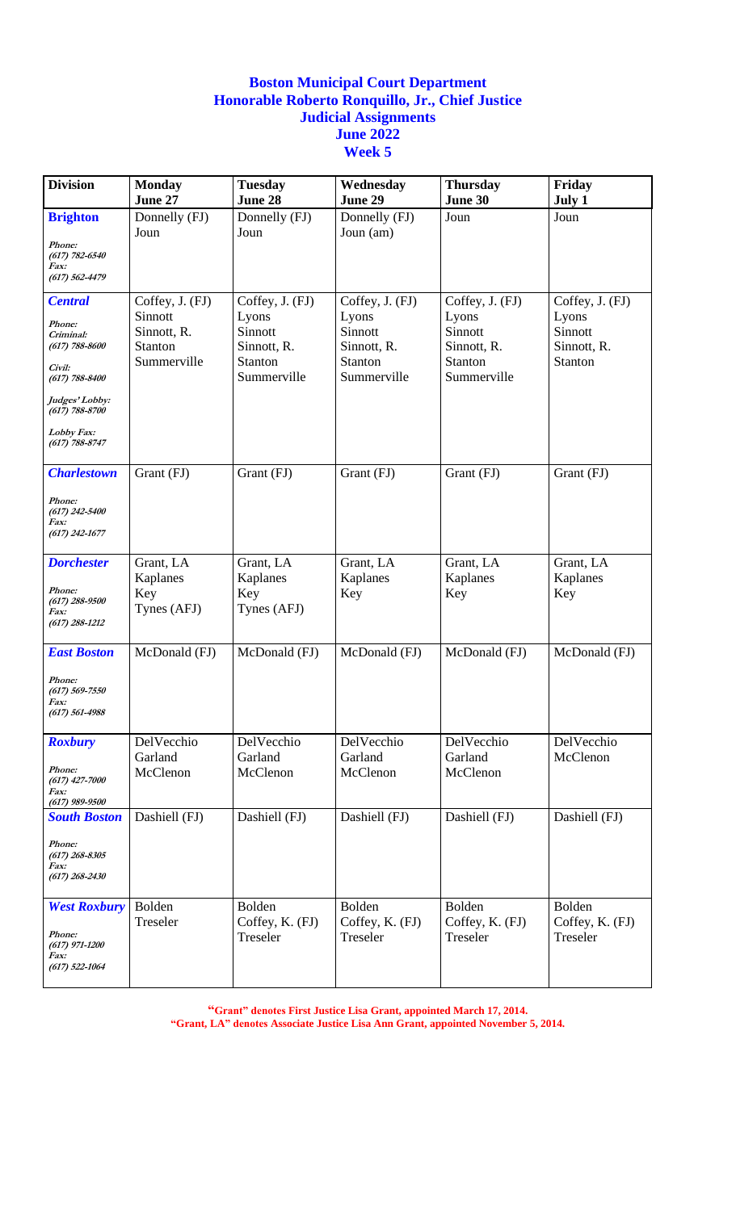**Boston Municipal Court Department**
**Honorable Roberto Ronquillo, Jr., Chief Justice**
**Judicial Assignments**
**June 2022**
**Week 5**

| Division | Monday June 27 | Tuesday June 28 | Wednesday June 29 | Thursday June 30 | Friday July 1 |
|---|---|---|---|---|---|
| ***Brighton*** <br> *Phone: (617) 782-6540* <br> *Fax: (617) 562-4479* | Donnelly (FJ) <br> Joun | Donnelly (FJ) <br> Joun | Donnelly (FJ) <br> Joun (am) | Joun | Joun |
| ***Central*** <br> *Phone:* <br> *Criminal: (617) 788-8600* <br> *Civil: (617) 788-8400* <br> *Judges' Lobby: (617) 788-8700* <br> *Lobby Fax: (617) 788-8747* | Coffey, J. (FJ) <br> Sinnott <br> Sinnott, R. <br> Stanton <br> Summerville | Coffey, J. (FJ) <br> Lyons <br> Sinnott <br> Sinnott, R. <br> Stanton <br> Summerville | Coffey, J. (FJ) <br> Lyons <br> Sinnott <br> Sinnott, R. <br> Stanton <br> Summerville | Coffey, J. (FJ) <br> Lyons <br> Sinnott <br> Sinnott, R. <br> Stanton <br> Summerville | Coffey, J. (FJ) <br> Lyons <br> Sinnott <br> Sinnott, R. <br> Stanton |
| ***Charlestown*** <br> *Phone: (617) 242-5400* <br> *Fax: (617) 242-1677* | Grant (FJ) | Grant (FJ) | Grant (FJ) | Grant (FJ) | Grant (FJ) |
| ***Dorchester*** <br> *Phone: (617) 288-9500* <br> *Fax: (617) 288-1212* | Grant, LA <br> Kaplanes <br> Key <br> Tynes (AFJ) | Grant, LA <br> Kaplanes <br> Key <br> Tynes (AFJ) | Grant, LA <br> Kaplanes <br> Key | Grant, LA <br> Kaplanes <br> Key | Grant, LA <br> Kaplanes <br> Key |
| ***East Boston*** <br> *Phone: (617) 569-7550* <br> *Fax: (617) 561-4988* | McDonald (FJ) | McDonald (FJ) | McDonald (FJ) | McDonald (FJ) | McDonald (FJ) |
| ***Roxbury*** <br> *Phone: (617) 427-7000* <br> *Fax: (617) 989-9500* | DelVecchio <br> Garland <br> McClenon | DelVecchio <br> Garland <br> McClenon | DelVecchio <br> Garland <br> McClenon | DelVecchio <br> Garland <br> McClenon | DelVecchio <br> McClenon |
| ***South Boston*** <br> *Phone: (617) 268-8305* <br> *Fax: (617) 268-2430* | Dashiell (FJ) | Dashiell (FJ) | Dashiell (FJ) | Dashiell (FJ) | Dashiell (FJ) |
| ***West Roxbury*** <br> *Phone: (617) 971-1200* <br> *Fax: (617) 522-1064* | Bolden <br> Treseler | Bolden <br> Coffey, K. (FJ) <br> Treseler | Bolden <br> Coffey, K. (FJ) <br> Treseler | Bolden <br> Coffey, K. (FJ) <br> Treseler | Bolden <br> Coffey, K. (FJ) <br> Treseler |

**"Grant" denotes First Justice Lisa Grant, appointed March 17, 2014.**
**"Grant, LA" denotes Associate Justice Lisa Ann Grant, appointed November 5, 2014.**